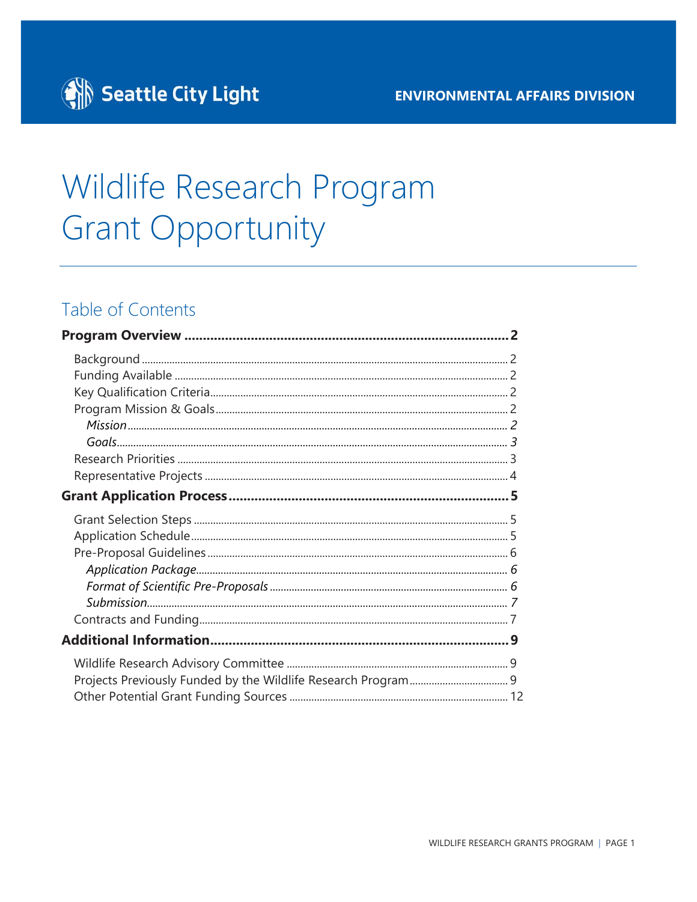Seattle City Light

ENVIRONMENTAL AFFAIRS DIVISION

# Wildlife Research Program Grant Opportunity

## Table of Contents

**Program Overview** ........................................ **2**

- Background ........................................ 2
- Funding Available ........................................ 2
- Key Qualification Criteria ........................................ 2
- Program Mission & Goals ........................................ 2
  - *Mission* ........................................ *2*
  - *Goals* ........................................ *3*
- Research Priorities ........................................ 3
- Representative Projects ........................................ 4

**Grant Application Process** ........................................ **5**

- Grant Selection Steps ........................................ 5
- Application Schedule ........................................ 5
- Pre-Proposal Guidelines ........................................ 6
  - *Application Package* ........................................ *6*
  - *Format of Scientific Pre-Proposals* ........................................ *6*
  - *Submission* ........................................ *7*
- Contracts and Funding ........................................ 7

**Additional Information** ........................................ **9**

- Wildlife Research Advisory Committee ........................................ 9
- Projects Previously Funded by the Wildlife Research Program ........................................ 9
- Other Potential Grant Funding Sources ........................................ 12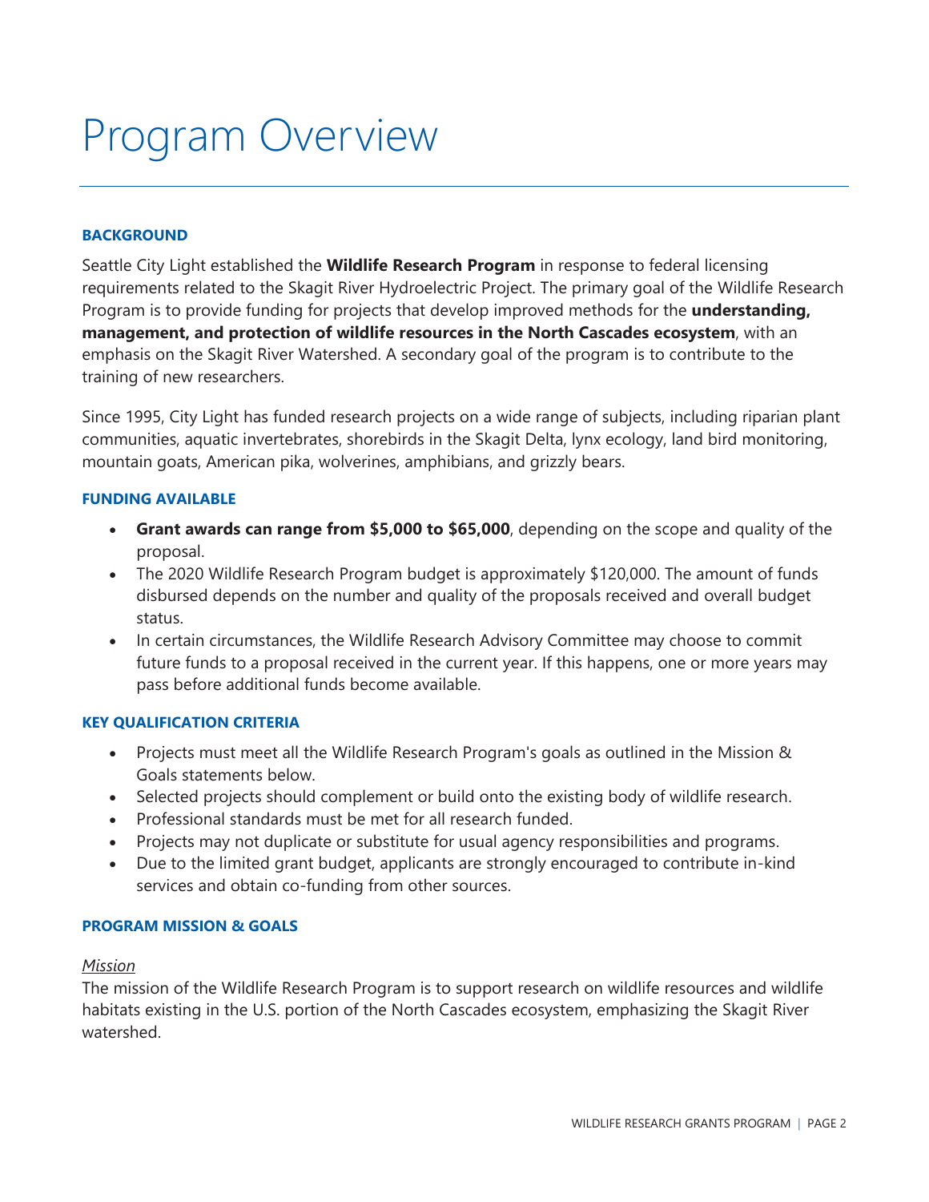# Program Overview

### BACKGROUND

Seattle City Light established the **Wildlife Research Program** in response to federal licensing requirements related to the Skagit River Hydroelectric Project. The primary goal of the Wildlife Research Program is to provide funding for projects that develop improved methods for the **understanding, management, and protection of wildlife resources in the North Cascades ecosystem**, with an emphasis on the Skagit River Watershed. A secondary goal of the program is to contribute to the training of new researchers.

Since 1995, City Light has funded research projects on a wide range of subjects, including riparian plant communities, aquatic invertebrates, shorebirds in the Skagit Delta, lynx ecology, land bird monitoring, mountain goats, American pika, wolverines, amphibians, and grizzly bears.

### FUNDING AVAILABLE

- **Grant awards can range from $5,000 to $65,000**, depending on the scope and quality of the proposal.
- The 2020 Wildlife Research Program budget is approximately $120,000. The amount of funds disbursed depends on the number and quality of the proposals received and overall budget status.
- In certain circumstances, the Wildlife Research Advisory Committee may choose to commit future funds to a proposal received in the current year. If this happens, one or more years may pass before additional funds become available.

### KEY QUALIFICATION CRITERIA

- Projects must meet all the Wildlife Research Program's goals as outlined in the Mission & Goals statements below.
- Selected projects should complement or build onto the existing body of wildlife research.
- Professional standards must be met for all research funded.
- Projects may not duplicate or substitute for usual agency responsibilities and programs.
- Due to the limited grant budget, applicants are strongly encouraged to contribute in-kind services and obtain co-funding from other sources.

### PROGRAM MISSION & GOALS

*Mission*

The mission of the Wildlife Research Program is to support research on wildlife resources and wildlife habitats existing in the U.S. portion of the North Cascades ecosystem, emphasizing the Skagit River watershed.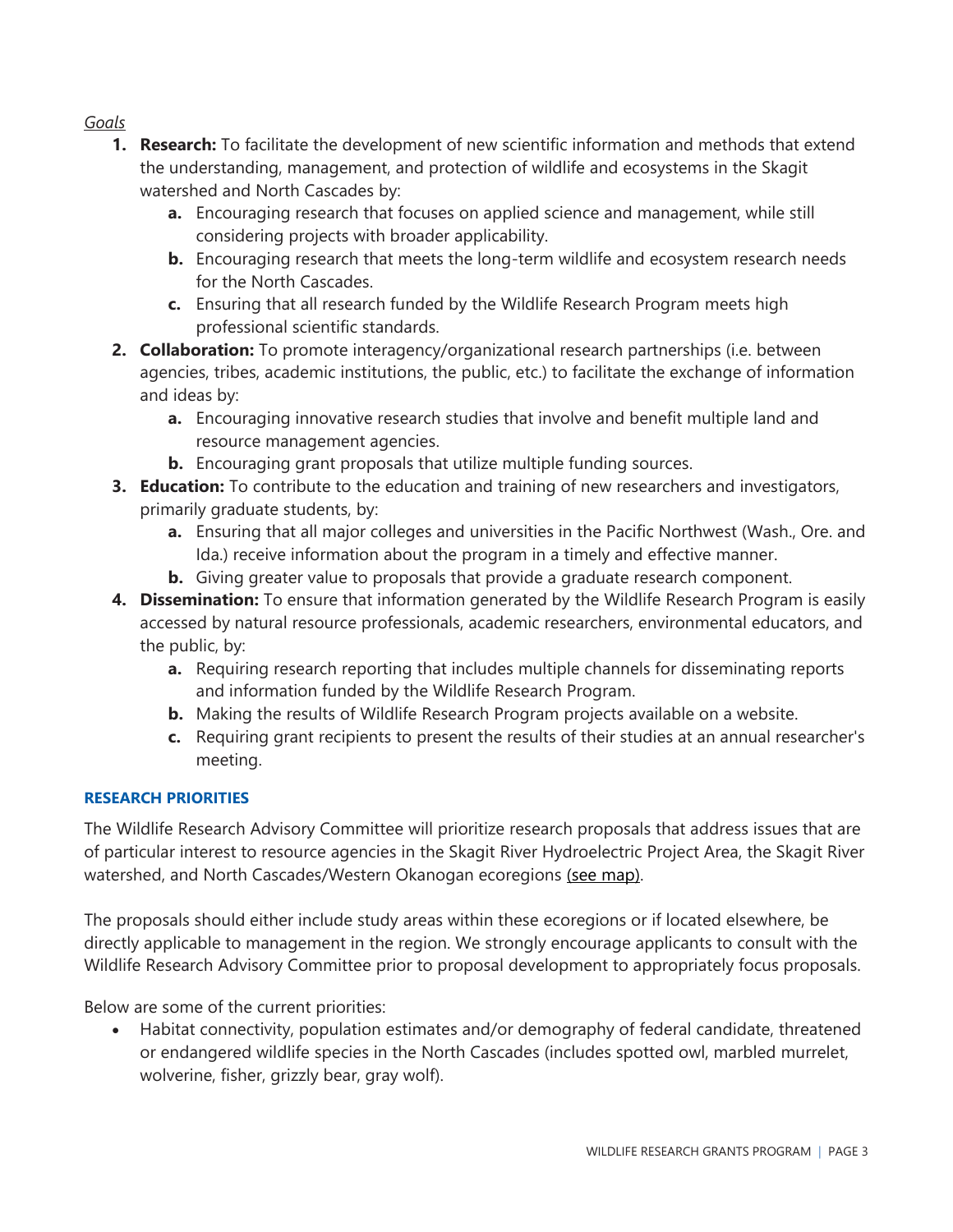*Goals*

1. **Research:** To facilitate the development of new scientific information and methods that extend the understanding, management, and protection of wildlife and ecosystems in the Skagit watershed and North Cascades by:
    a. Encouraging research that focuses on applied science and management, while still considering projects with broader applicability.
    b. Encouraging research that meets the long-term wildlife and ecosystem research needs for the North Cascades.
    c. Ensuring that all research funded by the Wildlife Research Program meets high professional scientific standards.
2. **Collaboration:** To promote interagency/organizational research partnerships (i.e. between agencies, tribes, academic institutions, the public, etc.) to facilitate the exchange of information and ideas by:
    a. Encouraging innovative research studies that involve and benefit multiple land and resource management agencies.
    b. Encouraging grant proposals that utilize multiple funding sources.
3. **Education:** To contribute to the education and training of new researchers and investigators, primarily graduate students, by:
    a. Ensuring that all major colleges and universities in the Pacific Northwest (Wash., Ore. and Ida.) receive information about the program in a timely and effective manner.
    b. Giving greater value to proposals that provide a graduate research component.
4. **Dissemination:** To ensure that information generated by the Wildlife Research Program is easily accessed by natural resource professionals, academic researchers, environmental educators, and the public, by:
    a. Requiring research reporting that includes multiple channels for disseminating reports and information funded by the Wildlife Research Program.
    b. Making the results of Wildlife Research Program projects available on a website.
    c. Requiring grant recipients to present the results of their studies at an annual researcher's meeting.

## RESEARCH PRIORITIES

The Wildlife Research Advisory Committee will prioritize research proposals that address issues that are of particular interest to resource agencies in the Skagit River Hydroelectric Project Area, the Skagit River watershed, and North Cascades/Western Okanogan ecoregions (see map).

The proposals should either include study areas within these ecoregions or if located elsewhere, be directly applicable to management in the region. We strongly encourage applicants to consult with the Wildlife Research Advisory Committee prior to proposal development to appropriately focus proposals.

Below are some of the current priorities:

- Habitat connectivity, population estimates and/or demography of federal candidate, threatened or endangered wildlife species in the North Cascades (includes spotted owl, marbled murrelet, wolverine, fisher, grizzly bear, gray wolf).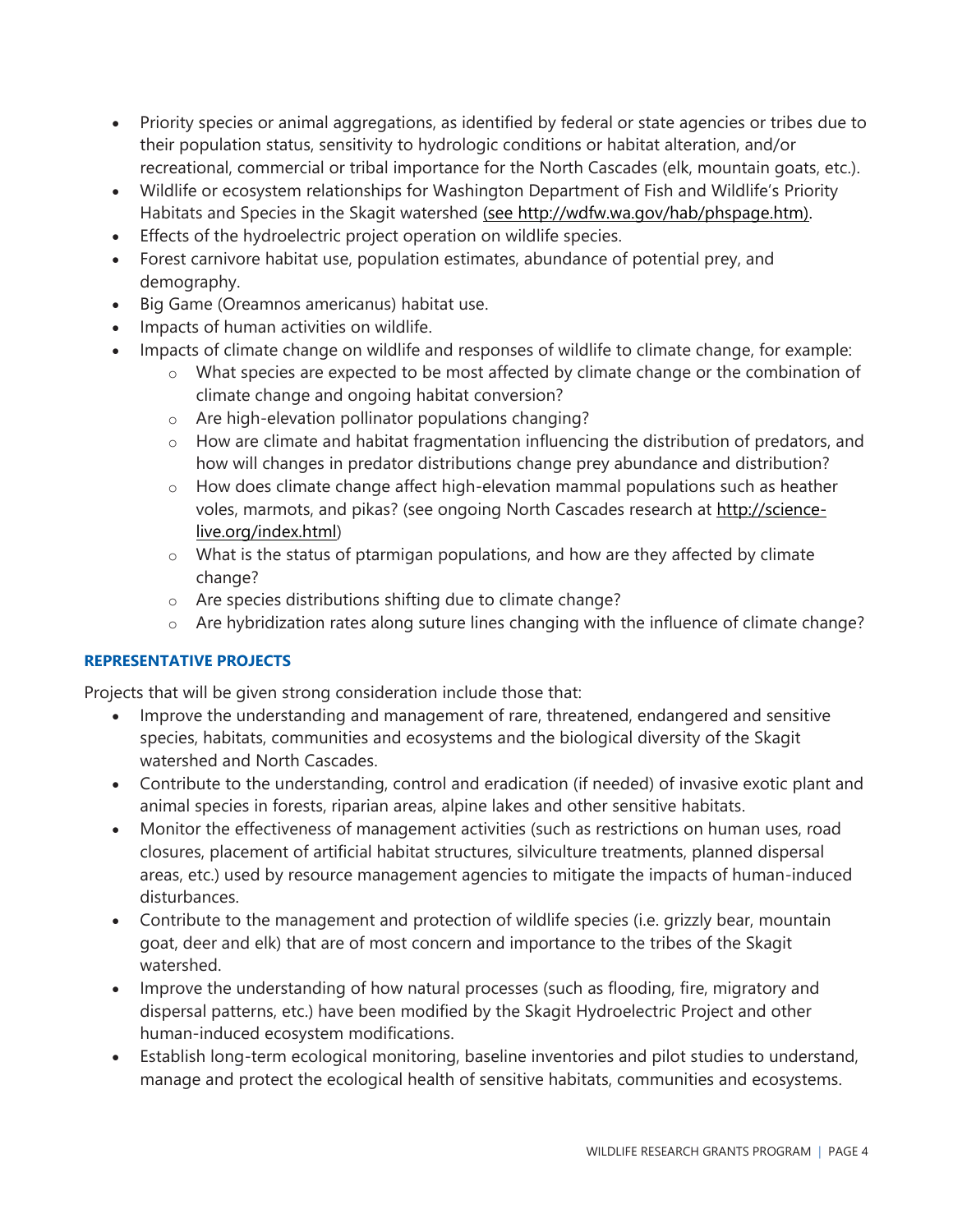- Priority species or animal aggregations, as identified by federal or state agencies or tribes due to their population status, sensitivity to hydrologic conditions or habitat alteration, and/or recreational, commercial or tribal importance for the North Cascades (elk, mountain goats, etc.).
- Wildlife or ecosystem relationships for Washington Department of Fish and Wildlife's Priority Habitats and Species in the Skagit watershed (see http://wdfw.wa.gov/hab/phspage.htm).
- Effects of the hydroelectric project operation on wildlife species.
- Forest carnivore habitat use, population estimates, abundance of potential prey, and demography.
- Big Game (Oreamnos americanus) habitat use.
- Impacts of human activities on wildlife.
- Impacts of climate change on wildlife and responses of wildlife to climate change, for example:
  - What species are expected to be most affected by climate change or the combination of climate change and ongoing habitat conversion?
  - Are high-elevation pollinator populations changing?
  - How are climate and habitat fragmentation influencing the distribution of predators, and how will changes in predator distributions change prey abundance and distribution?
  - How does climate change affect high-elevation mammal populations such as heather voles, marmots, and pikas? (see ongoing North Cascades research at http://science-live.org/index.html)
  - What is the status of ptarmigan populations, and how are they affected by climate change?
  - Are species distributions shifting due to climate change?
  - Are hybridization rates along suture lines changing with the influence of climate change?

### REPRESENTATIVE PROJECTS

Projects that will be given strong consideration include those that:

- Improve the understanding and management of rare, threatened, endangered and sensitive species, habitats, communities and ecosystems and the biological diversity of the Skagit watershed and North Cascades.
- Contribute to the understanding, control and eradication (if needed) of invasive exotic plant and animal species in forests, riparian areas, alpine lakes and other sensitive habitats.
- Monitor the effectiveness of management activities (such as restrictions on human uses, road closures, placement of artificial habitat structures, silviculture treatments, planned dispersal areas, etc.) used by resource management agencies to mitigate the impacts of human-induced disturbances.
- Contribute to the management and protection of wildlife species (i.e. grizzly bear, mountain goat, deer and elk) that are of most concern and importance to the tribes of the Skagit watershed.
- Improve the understanding of how natural processes (such as flooding, fire, migratory and dispersal patterns, etc.) have been modified by the Skagit Hydroelectric Project and other human-induced ecosystem modifications.
- Establish long-term ecological monitoring, baseline inventories and pilot studies to understand, manage and protect the ecological health of sensitive habitats, communities and ecosystems.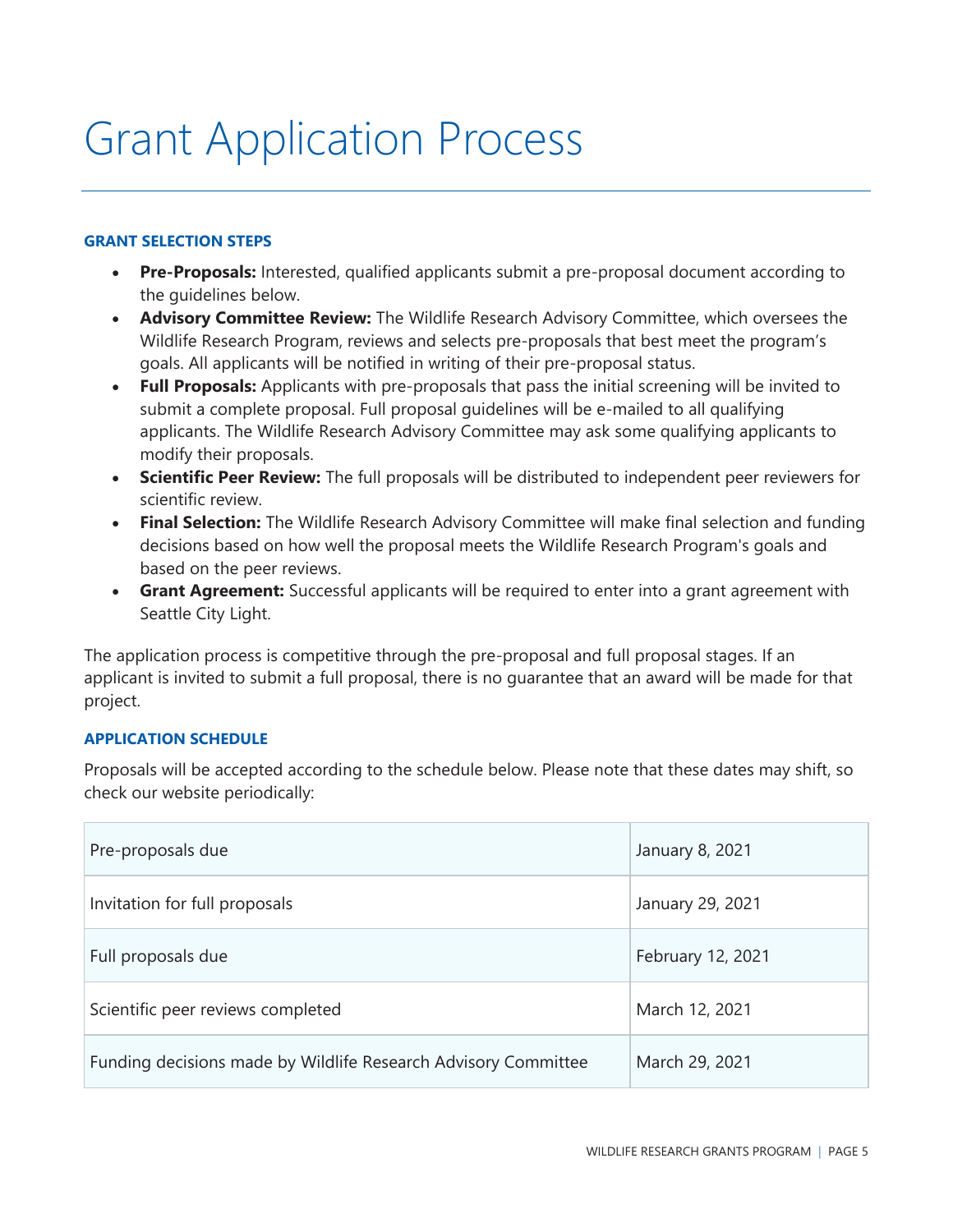# Grant Application Process

### GRANT SELECTION STEPS

- **Pre-Proposals:** Interested, qualified applicants submit a pre-proposal document according to the guidelines below.
- **Advisory Committee Review:** The Wildlife Research Advisory Committee, which oversees the Wildlife Research Program, reviews and selects pre-proposals that best meet the program's goals. All applicants will be notified in writing of their pre-proposal status.
- **Full Proposals:** Applicants with pre-proposals that pass the initial screening will be invited to submit a complete proposal. Full proposal guidelines will be e-mailed to all qualifying applicants. The Wildlife Research Advisory Committee may ask some qualifying applicants to modify their proposals.
- **Scientific Peer Review:** The full proposals will be distributed to independent peer reviewers for scientific review.
- **Final Selection:** The Wildlife Research Advisory Committee will make final selection and funding decisions based on how well the proposal meets the Wildlife Research Program's goals and based on the peer reviews.
- **Grant Agreement:** Successful applicants will be required to enter into a grant agreement with Seattle City Light.

The application process is competitive through the pre-proposal and full proposal stages. If an applicant is invited to submit a full proposal, there is no guarantee that an award will be made for that project.

### APPLICATION SCHEDULE

Proposals will be accepted according to the schedule below. Please note that these dates may shift, so check our website periodically:

| | |
|---|---|
| Pre-proposals due | January 8, 2021 |
| Invitation for full proposals | January 29, 2021 |
| Full proposals due | February 12, 2021 |
| Scientific peer reviews completed | March 12, 2021 |
| Funding decisions made by Wildlife Research Advisory Committee | March 29, 2021 |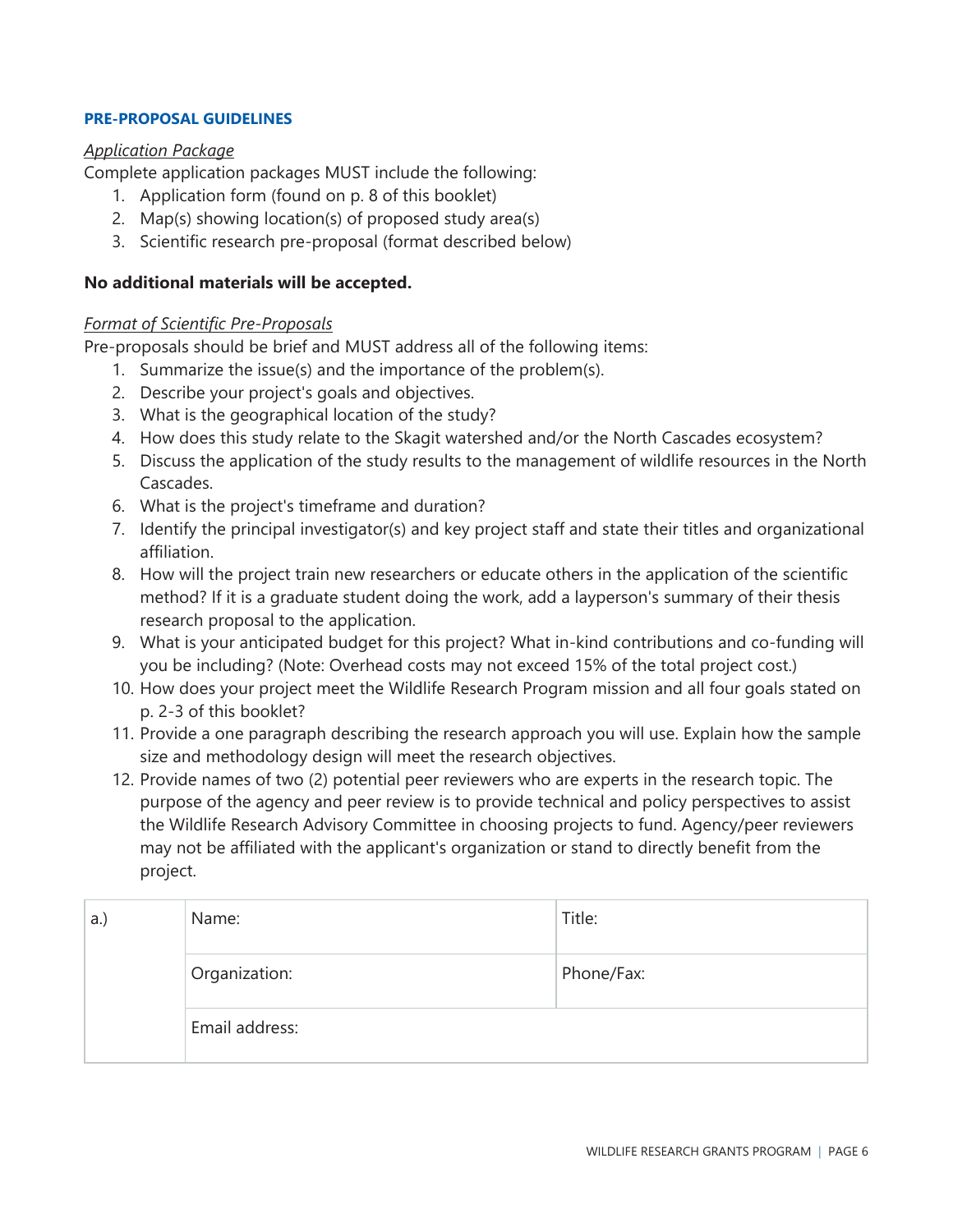## PRE-PROPOSAL GUIDELINES

*Application Package*

Complete application packages MUST include the following:

1. Application form (found on p. 8 of this booklet)
2. Map(s) showing location(s) of proposed study area(s)
3. Scientific research pre-proposal (format described below)

**No additional materials will be accepted.**

*Format of Scientific Pre-Proposals*

Pre-proposals should be brief and MUST address all of the following items:

1. Summarize the issue(s) and the importance of the problem(s).
2. Describe your project's goals and objectives.
3. What is the geographical location of the study?
4. How does this study relate to the Skagit watershed and/or the North Cascades ecosystem?
5. Discuss the application of the study results to the management of wildlife resources in the North Cascades.
6. What is the project's timeframe and duration?
7. Identify the principal investigator(s) and key project staff and state their titles and organizational affiliation.
8. How will the project train new researchers or educate others in the application of the scientific method? If it is a graduate student doing the work, add a layperson's summary of their thesis research proposal to the application.
9. What is your anticipated budget for this project? What in-kind contributions and co-funding will you be including? (Note: Overhead costs may not exceed 15% of the total project cost.)
10. How does your project meet the Wildlife Research Program mission and all four goals stated on p. 2-3 of this booklet?
11. Provide a one paragraph describing the research approach you will use. Explain how the sample size and methodology design will meet the research objectives.
12. Provide names of two (2) potential peer reviewers who are experts in the research topic. The purpose of the agency and peer review is to provide technical and policy perspectives to assist the Wildlife Research Advisory Committee in choosing projects to fund. Agency/peer reviewers may not be affiliated with the applicant's organization or stand to directly benefit from the project.

| a.) | Name: | Title: |
|---|---|---|
| | Organization: | Phone/Fax: |
| | Email address: | |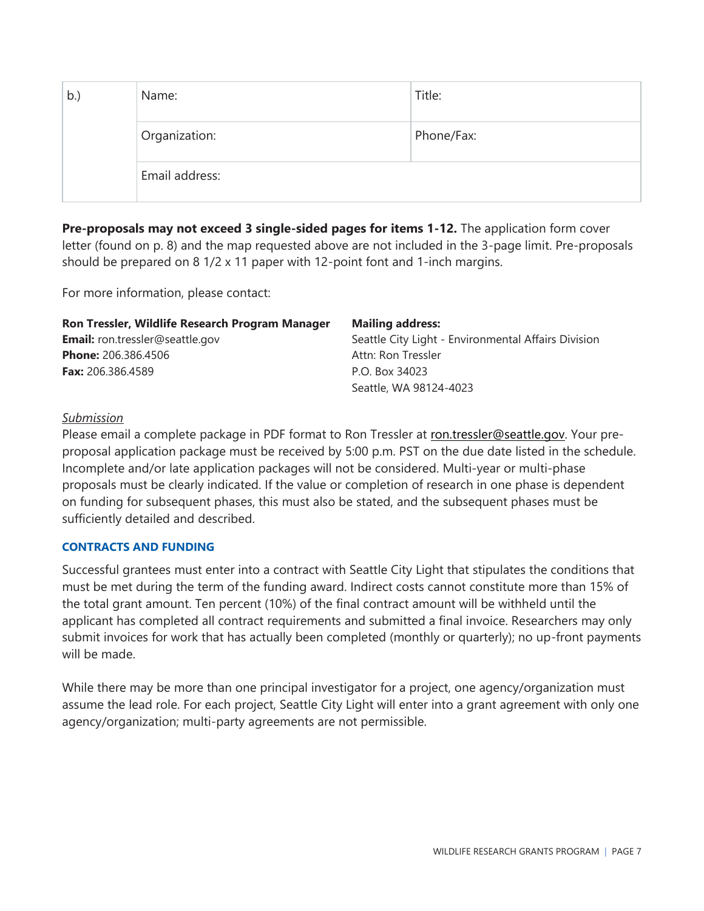| b.) | Name: | Title: |
| --- | --- | --- |
| | Organization: | Phone/Fax: |
| | Email address: | |

**Pre-proposals may not exceed 3 single-sided pages for items 1-12.** The application form cover letter (found on p. 8) and the map requested above are not included in the 3-page limit. Pre-proposals should be prepared on 8 1/2 x 11 paper with 12-point font and 1-inch margins.

For more information, please contact:

**Ron Tressler, Wildlife Research Program Manager**
**Email:** ron.tressler@seattle.gov
**Phone:** 206.386.4506
**Fax:** 206.386.4589

**Mailing address:**
Seattle City Light - Environmental Affairs Division
Attn: Ron Tressler
P.O. Box 34023
Seattle, WA 98124-4023

*Submission*

Please email a complete package in PDF format to Ron Tressler at ron.tressler@seattle.gov. Your pre-proposal application package must be received by 5:00 p.m. PST on the due date listed in the schedule. Incomplete and/or late application packages will not be considered. Multi-year or multi-phase proposals must be clearly indicated. If the value or completion of research in one phase is dependent on funding for subsequent phases, this must also be stated, and the subsequent phases must be sufficiently detailed and described.

### CONTRACTS AND FUNDING

Successful grantees must enter into a contract with Seattle City Light that stipulates the conditions that must be met during the term of the funding award. Indirect costs cannot constitute more than 15% of the total grant amount. Ten percent (10%) of the final contract amount will be withheld until the applicant has completed all contract requirements and submitted a final invoice. Researchers may only submit invoices for work that has actually been completed (monthly or quarterly); no up-front payments will be made.

While there may be more than one principal investigator for a project, one agency/organization must assume the lead role. For each project, Seattle City Light will enter into a grant agreement with only one agency/organization; multi-party agreements are not permissible.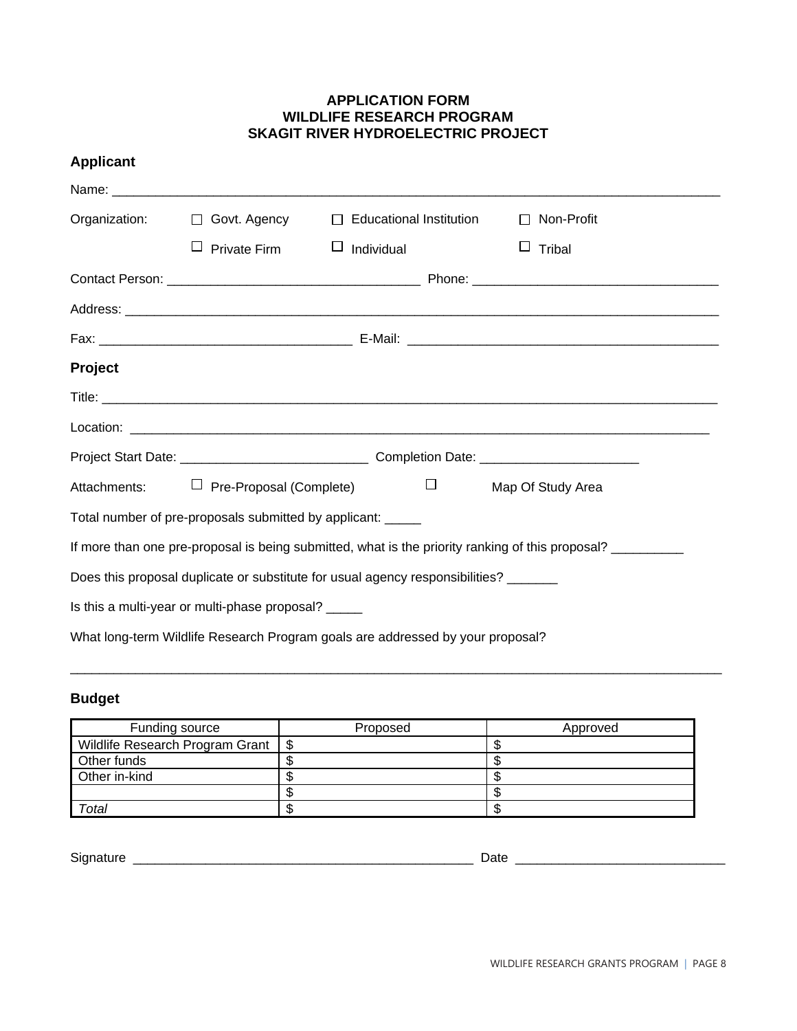**APPLICATION FORM**
**WILDLIFE RESEARCH PROGRAM**
**SKAGIT RIVER HYDROELECTRIC PROJECT**

## Applicant

Name: ________________________________________________________________________________

Organization: ☐ Govt. Agency ☐ Educational Institution ☐ Non-Profit

☐ Private Firm ☐ Individual ☐ Tribal

Contact Person: _________________________________ Phone: ______________________________

Address: ______________________________________________________________________________

Fax: _________________________________ E-Mail: _________________________________________

## Project

Title: ________________________________________________________________________________

Location: _____________________________________________________________________________

Project Start Date: _________________________ Completion Date: _____________________

Attachments: ☐ Pre-Proposal (Complete) ☐ Map Of Study Area

Total number of pre-proposals submitted by applicant: _____

If more than one pre-proposal is being submitted, what is the priority ranking of this proposal? __________

Does this proposal duplicate or substitute for usual agency responsibilities? _______

Is this a multi-year or multi-phase proposal? _____

What long-term Wildlife Research Program goals are addressed by your proposal?

______________________________________________________________________________________

## Budget

| Funding source | Proposed | Approved |
|---|---|---|
| Wildlife Research Program Grant | $ | $ |
| Other funds | $ | $ |
| Other in-kind | $ | $ |
| | $ | $ |
| *Total* | $ | $ |

Signature ______________________________________________ Date ____________________________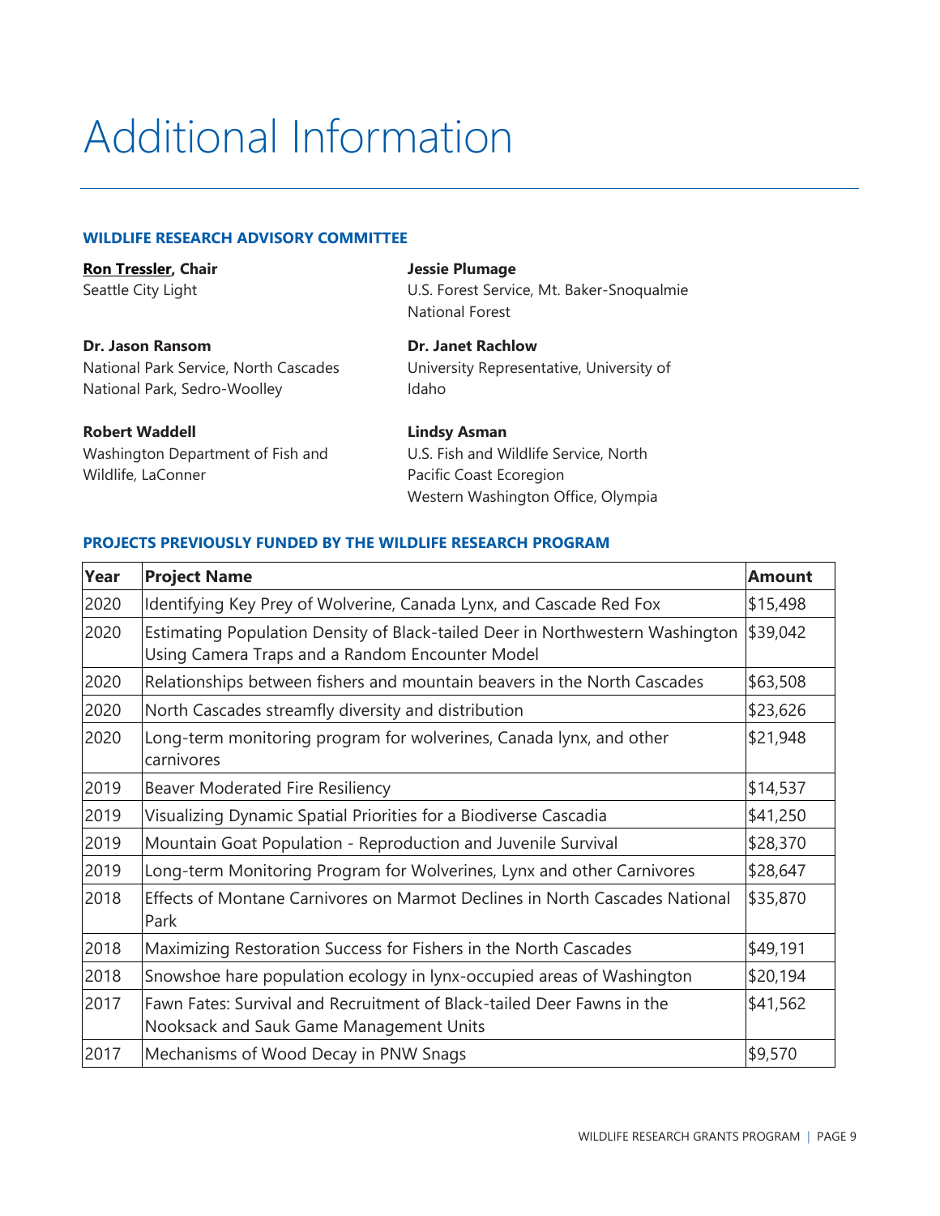# Additional Information

### WILDLIFE RESEARCH ADVISORY COMMITTEE

**Ron Tressler, Chair**
Seattle City Light

**Jessie Plumage**
U.S. Forest Service, Mt. Baker-Snoqualmie National Forest

**Dr. Jason Ransom**
National Park Service, North Cascades National Park, Sedro-Woolley

**Dr. Janet Rachlow**
University Representative, University of Idaho

**Robert Waddell**
Washington Department of Fish and Wildlife, LaConner

**Lindsy Asman**
U.S. Fish and Wildlife Service, North Pacific Coast Ecoregion
Western Washington Office, Olympia

### PROJECTS PREVIOUSLY FUNDED BY THE WILDLIFE RESEARCH PROGRAM

| Year | Project Name | Amount |
|---|---|---|
| 2020 | Identifying Key Prey of Wolverine, Canada Lynx, and Cascade Red Fox | $15,498 |
| 2020 | Estimating Population Density of Black-tailed Deer in Northwestern Washington Using Camera Traps and a Random Encounter Model | $39,042 |
| 2020 | Relationships between fishers and mountain beavers in the North Cascades | $63,508 |
| 2020 | North Cascades streamfly diversity and distribution | $23,626 |
| 2020 | Long-term monitoring program for wolverines, Canada lynx, and other carnivores | $21,948 |
| 2019 | Beaver Moderated Fire Resiliency | $14,537 |
| 2019 | Visualizing Dynamic Spatial Priorities for a Biodiverse Cascadia | $41,250 |
| 2019 | Mountain Goat Population - Reproduction and Juvenile Survival | $28,370 |
| 2019 | Long-term Monitoring Program for Wolverines, Lynx and other Carnivores | $28,647 |
| 2018 | Effects of Montane Carnivores on Marmot Declines in North Cascades National Park | $35,870 |
| 2018 | Maximizing Restoration Success for Fishers in the North Cascades | $49,191 |
| 2018 | Snowshoe hare population ecology in lynx-occupied areas of Washington | $20,194 |
| 2017 | Fawn Fates: Survival and Recruitment of Black-tailed Deer Fawns in the Nooksack and Sauk Game Management Units | $41,562 |
| 2017 | Mechanisms of Wood Decay in PNW Snags | $9,570 |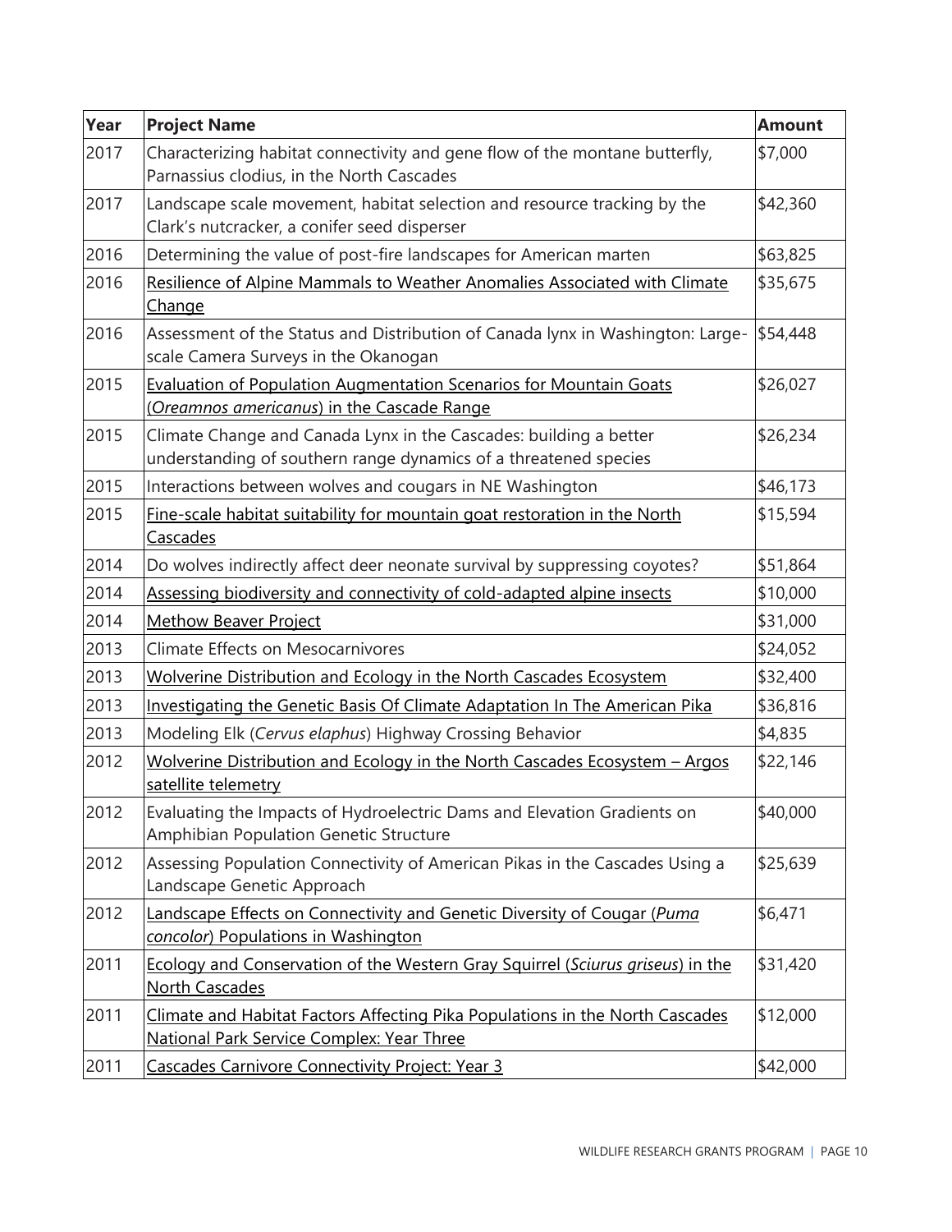| Year | Project Name | Amount |
|---|---|---|
| 2017 | Characterizing habitat connectivity and gene flow of the montane butterfly, Parnassius clodius, in the North Cascades | $7,000 |
| 2017 | Landscape scale movement, habitat selection and resource tracking by the Clark's nutcracker, a conifer seed disperser | $42,360 |
| 2016 | Determining the value of post-fire landscapes for American marten | $63,825 |
| 2016 | Resilience of Alpine Mammals to Weather Anomalies Associated with Climate Change | $35,675 |
| 2016 | Assessment of the Status and Distribution of Canada lynx in Washington: Large-scale Camera Surveys in the Okanogan | $54,448 |
| 2015 | Evaluation of Population Augmentation Scenarios for Mountain Goats (*Oreamnos americanus*) in the Cascade Range | $26,027 |
| 2015 | Climate Change and Canada Lynx in the Cascades: building a better understanding of southern range dynamics of a threatened species | $26,234 |
| 2015 | Interactions between wolves and cougars in NE Washington | $46,173 |
| 2015 | Fine-scale habitat suitability for mountain goat restoration in the North Cascades | $15,594 |
| 2014 | Do wolves indirectly affect deer neonate survival by suppressing coyotes? | $51,864 |
| 2014 | Assessing biodiversity and connectivity of cold-adapted alpine insects | $10,000 |
| 2014 | Methow Beaver Project | $31,000 |
| 2013 | Climate Effects on Mesocarnivores | $24,052 |
| 2013 | Wolverine Distribution and Ecology in the North Cascades Ecosystem | $32,400 |
| 2013 | Investigating the Genetic Basis Of Climate Adaptation In The American Pika | $36,816 |
| 2013 | Modeling Elk (*Cervus elaphus*) Highway Crossing Behavior | $4,835 |
| 2012 | Wolverine Distribution and Ecology in the North Cascades Ecosystem – Argos satellite telemetry | $22,146 |
| 2012 | Evaluating the Impacts of Hydroelectric Dams and Elevation Gradients on Amphibian Population Genetic Structure | $40,000 |
| 2012 | Assessing Population Connectivity of American Pikas in the Cascades Using a Landscape Genetic Approach | $25,639 |
| 2012 | Landscape Effects on Connectivity and Genetic Diversity of Cougar (*Puma concolor*) Populations in Washington | $6,471 |
| 2011 | Ecology and Conservation of the Western Gray Squirrel (*Sciurus griseus*) in the North Cascades | $31,420 |
| 2011 | Climate and Habitat Factors Affecting Pika Populations in the North Cascades National Park Service Complex: Year Three | $12,000 |
| 2011 | Cascades Carnivore Connectivity Project: Year 3 | $42,000 |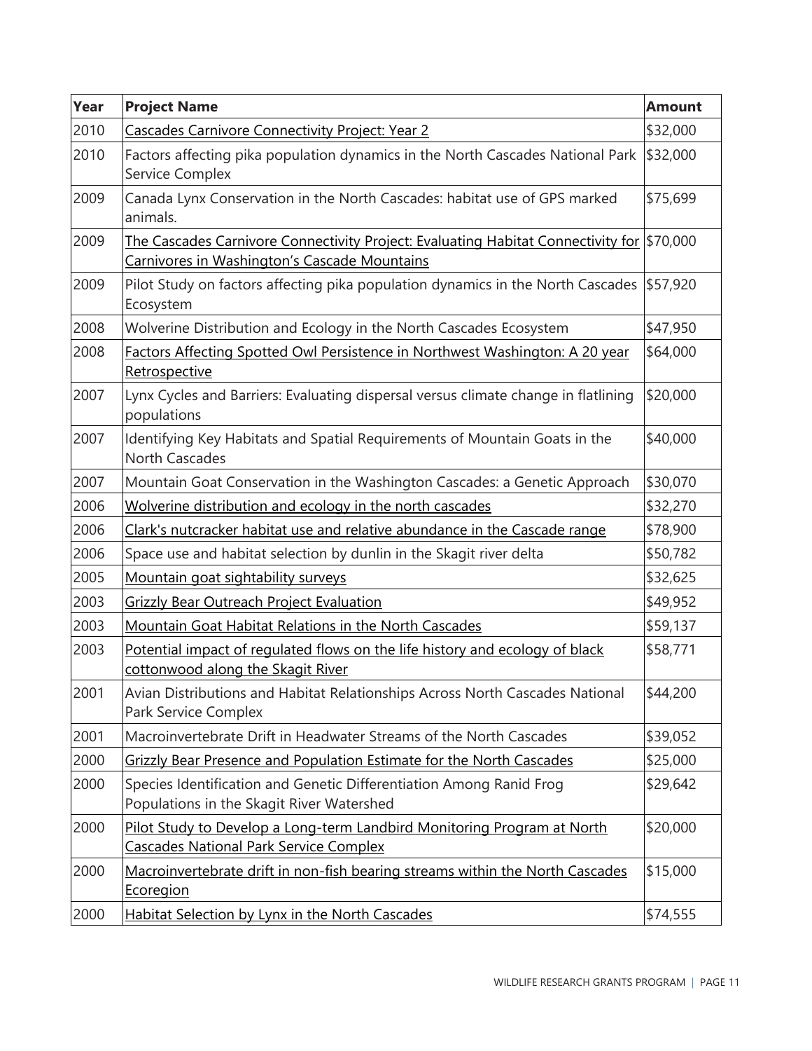| Year | Project Name | Amount |
|---|---|---|
| 2010 | Cascades Carnivore Connectivity Project: Year 2 | $32,000 |
| 2010 | Factors affecting pika population dynamics in the North Cascades National Park Service Complex | $32,000 |
| 2009 | Canada Lynx Conservation in the North Cascades: habitat use of GPS marked animals. | $75,699 |
| 2009 | The Cascades Carnivore Connectivity Project: Evaluating Habitat Connectivity for Carnivores in Washington's Cascade Mountains | $70,000 |
| 2009 | Pilot Study on factors affecting pika population dynamics in the North Cascades Ecosystem | $57,920 |
| 2008 | Wolverine Distribution and Ecology in the North Cascades Ecosystem | $47,950 |
| 2008 | Factors Affecting Spotted Owl Persistence in Northwest Washington: A 20 year Retrospective | $64,000 |
| 2007 | Lynx Cycles and Barriers: Evaluating dispersal versus climate change in flatlining populations | $20,000 |
| 2007 | Identifying Key Habitats and Spatial Requirements of Mountain Goats in the North Cascades | $40,000 |
| 2007 | Mountain Goat Conservation in the Washington Cascades: a Genetic Approach | $30,070 |
| 2006 | Wolverine distribution and ecology in the north cascades | $32,270 |
| 2006 | Clark's nutcracker habitat use and relative abundance in the Cascade range | $78,900 |
| 2006 | Space use and habitat selection by dunlin in the Skagit river delta | $50,782 |
| 2005 | Mountain goat sightability surveys | $32,625 |
| 2003 | Grizzly Bear Outreach Project Evaluation | $49,952 |
| 2003 | Mountain Goat Habitat Relations in the North Cascades | $59,137 |
| 2003 | Potential impact of regulated flows on the life history and ecology of black cottonwood along the Skagit River | $58,771 |
| 2001 | Avian Distributions and Habitat Relationships Across North Cascades National Park Service Complex | $44,200 |
| 2001 | Macroinvertebrate Drift in Headwater Streams of the North Cascades | $39,052 |
| 2000 | Grizzly Bear Presence and Population Estimate for the North Cascades | $25,000 |
| 2000 | Species Identification and Genetic Differentiation Among Ranid Frog Populations in the Skagit River Watershed | $29,642 |
| 2000 | Pilot Study to Develop a Long-term Landbird Monitoring Program at North Cascades National Park Service Complex | $20,000 |
| 2000 | Macroinvertebrate drift in non-fish bearing streams within the North Cascades Ecoregion | $15,000 |
| 2000 | Habitat Selection by Lynx in the North Cascades | $74,555 |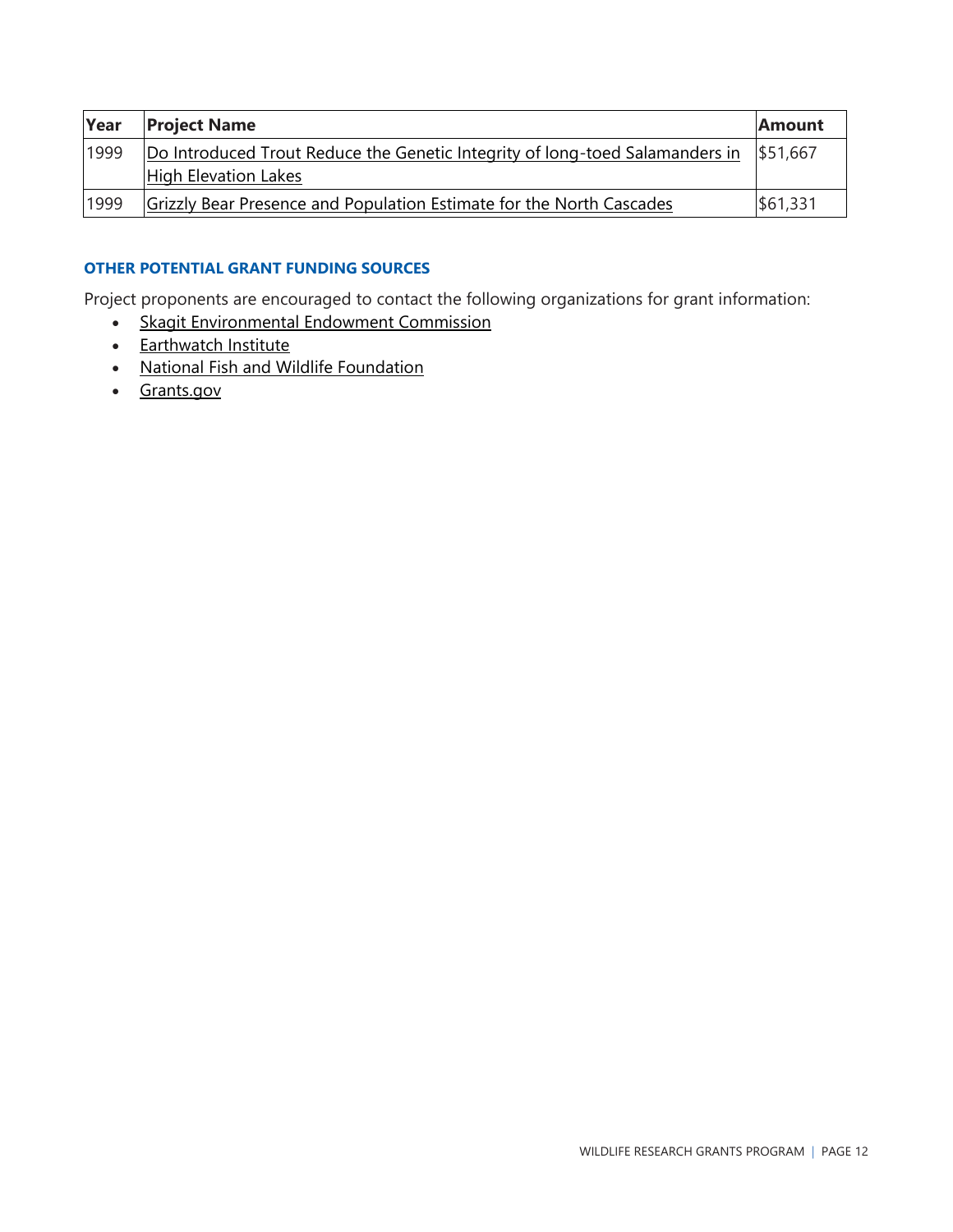| Year | Project Name | Amount |
|---|---|---|
| 1999 | Do Introduced Trout Reduce the Genetic Integrity of long-toed Salamanders in High Elevation Lakes | $51,667 |
| 1999 | Grizzly Bear Presence and Population Estimate for the North Cascades | $61,331 |

### OTHER POTENTIAL GRANT FUNDING SOURCES

Project proponents are encouraged to contact the following organizations for grant information:

- Skagit Environmental Endowment Commission
- Earthwatch Institute
- National Fish and Wildlife Foundation
- Grants.gov